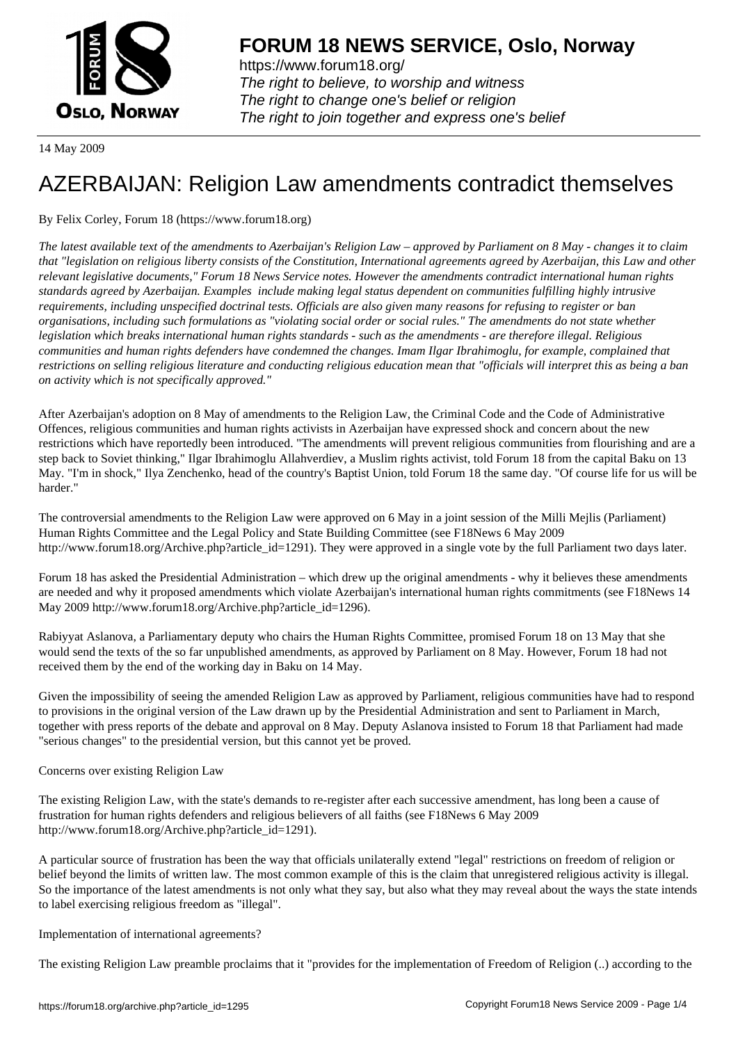# FORUM 18 NEWS SERVICE, Oslo, Norway

https://www.forum18.org/
*The right to believe, to worship and witness*
*The right to change one's belief or religion*
*The right to join together and express one's belief*

14 May 2009

# AZERBAIJAN: Religion Law amendments contradict themselves

By Felix Corley, Forum 18 (https://www.forum18.org)

*The latest available text of the amendments to Azerbaijan's Religion Law – approved by Parliament on 8 May - changes it to claim that "legislation on religious liberty consists of the Constitution, International agreements agreed by Azerbaijan, this Law and other relevant legislative documents," Forum 18 News Service notes. However the amendments contradict international human rights standards agreed by Azerbaijan. Examples include making legal status dependent on communities fulfilling highly intrusive requirements, including unspecified doctrinal tests. Officials are also given many reasons for refusing to register or ban organisations, including such formulations as "violating social order or social rules." The amendments do not state whether legislation which breaks international human rights standards - such as the amendments - are therefore illegal. Religious communities and human rights defenders have condemned the changes. Imam Ilgar Ibrahimoglu, for example, complained that restrictions on selling religious literature and conducting religious education mean that "officials will interpret this as being a ban on activity which is not specifically approved."*

After Azerbaijan's adoption on 8 May of amendments to the Religion Law, the Criminal Code and the Code of Administrative Offences, religious communities and human rights activists in Azerbaijan have expressed shock and concern about the new restrictions which have reportedly been introduced. "The amendments will prevent religious communities from flourishing and are a step back to Soviet thinking," Ilgar Ibrahimoglu Allahverdiev, a Muslim rights activist, told Forum 18 from the capital Baku on 13 May. "I'm in shock," Ilya Zenchenko, head of the country's Baptist Union, told Forum 18 the same day. "Of course life for us will be harder."

The controversial amendments to the Religion Law were approved on 6 May in a joint session of the Milli Mejlis (Parliament) Human Rights Committee and the Legal Policy and State Building Committee (see F18News 6 May 2009 http://www.forum18.org/Archive.php?article_id=1291). They were approved in a single vote by the full Parliament two days later.

Forum 18 has asked the Presidential Administration – which drew up the original amendments - why it believes these amendments are needed and why it proposed amendments which violate Azerbaijan's international human rights commitments (see F18News 14 May 2009 http://www.forum18.org/Archive.php?article_id=1296).

Rabiyyat Aslanova, a Parliamentary deputy who chairs the Human Rights Committee, promised Forum 18 on 13 May that she would send the texts of the so far unpublished amendments, as approved by Parliament on 8 May. However, Forum 18 had not received them by the end of the working day in Baku on 14 May.

Given the impossibility of seeing the amended Religion Law as approved by Parliament, religious communities have had to respond to provisions in the original version of the Law drawn up by the Presidential Administration and sent to Parliament in March, together with press reports of the debate and approval on 8 May. Deputy Aslanova insisted to Forum 18 that Parliament had made "serious changes" to the presidential version, but this cannot yet be proved.

Concerns over existing Religion Law

The existing Religion Law, with the state's demands to re-register after each successive amendment, has long been a cause of frustration for human rights defenders and religious believers of all faiths (see F18News 6 May 2009 http://www.forum18.org/Archive.php?article_id=1291).

A particular source of frustration has been the way that officials unilaterally extend "legal" restrictions on freedom of religion or belief beyond the limits of written law. The most common example of this is the claim that unregistered religious activity is illegal. So the importance of the latest amendments is not only what they say, but also what they may reveal about the ways the state intends to label exercising religious freedom as "illegal".

Implementation of international agreements?

The existing Religion Law preamble proclaims that it "provides for the implementation of Freedom of Religion (..) according to the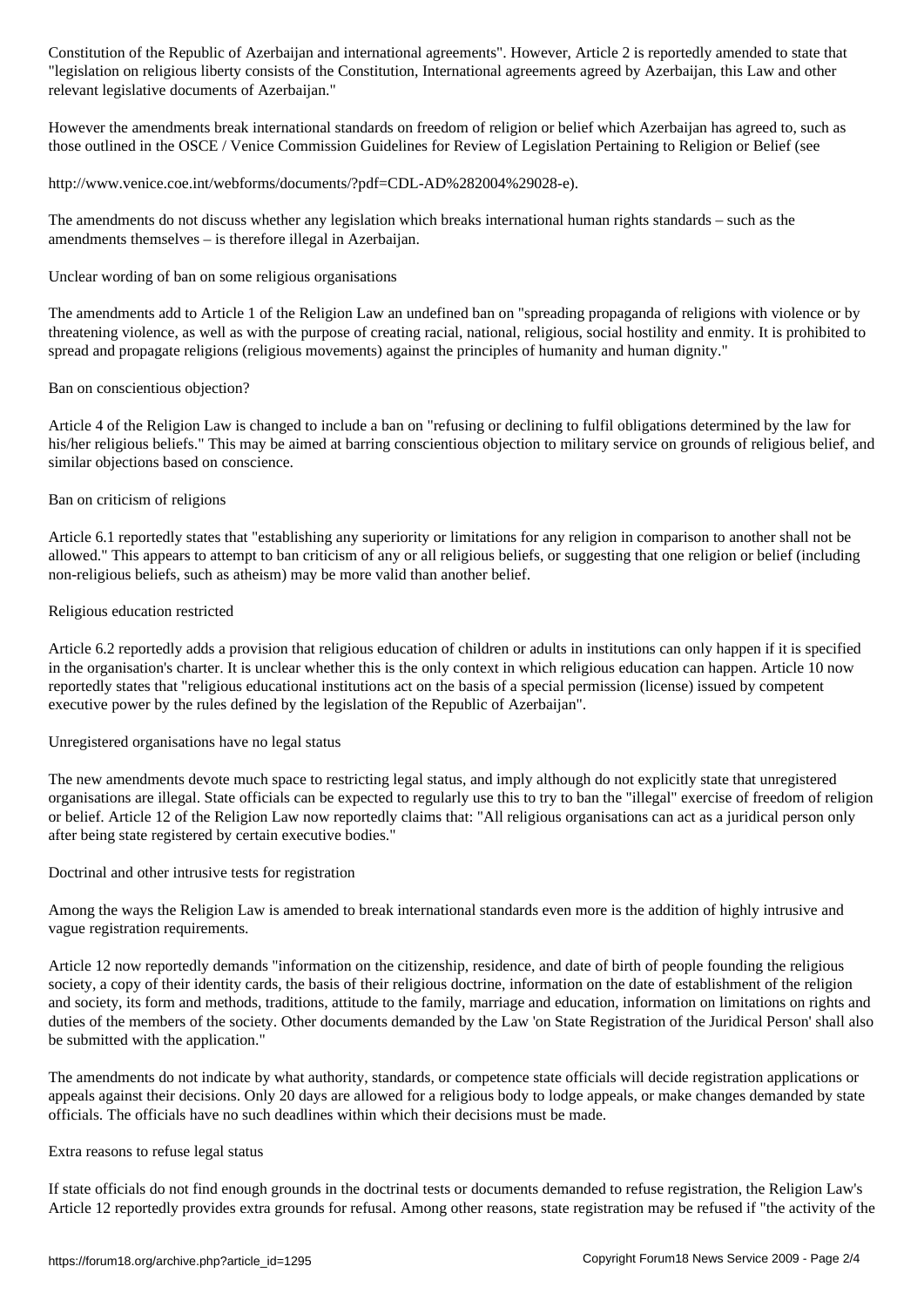Constitution of the Republic of Azerbaijan and international agreements". However, Article 2 is reportedly amended to state that "legislation on religious liberty consists of the Constitution, International agreements agreed by Azerbaijan, this Law and other relevant legislative documents of Azerbaijan."

However the amendments break international standards on freedom of religion or belief which Azerbaijan has agreed to, such as those outlined in the OSCE / Venice Commission Guidelines for Review of Legislation Pertaining to Religion or Belief (see

http://www.venice.coe.int/webforms/documents/?pdf=CDL-AD%282004%29028-e).

The amendments do not discuss whether any legislation which breaks international human rights standards – such as the amendments themselves – is therefore illegal in Azerbaijan.

Unclear wording of ban on some religious organisations

The amendments add to Article 1 of the Religion Law an undefined ban on "spreading propaganda of religions with violence or by threatening violence, as well as with the purpose of creating racial, national, religious, social hostility and enmity. It is prohibited to spread and propagate religions (religious movements) against the principles of humanity and human dignity."

Ban on conscientious objection?

Article 4 of the Religion Law is changed to include a ban on "refusing or declining to fulfil obligations determined by the law for his/her religious beliefs." This may be aimed at barring conscientious objection to military service on grounds of religious belief, and similar objections based on conscience.

Ban on criticism of religions

Article 6.1 reportedly states that "establishing any superiority or limitations for any religion in comparison to another shall not be allowed." This appears to attempt to ban criticism of any or all religious beliefs, or suggesting that one religion or belief (including non-religious beliefs, such as atheism) may be more valid than another belief.

Religious education restricted

Article 6.2 reportedly adds a provision that religious education of children or adults in institutions can only happen if it is specified in the organisation's charter. It is unclear whether this is the only context in which religious education can happen. Article 10 now reportedly states that "religious educational institutions act on the basis of a special permission (license) issued by competent executive power by the rules defined by the legislation of the Republic of Azerbaijan".

Unregistered organisations have no legal status

The new amendments devote much space to restricting legal status, and imply although do not explicitly state that unregistered organisations are illegal. State officials can be expected to regularly use this to try to ban the "illegal" exercise of freedom of religion or belief. Article 12 of the Religion Law now reportedly claims that: "All religious organisations can act as a juridical person only after being state registered by certain executive bodies."

Doctrinal and other intrusive tests for registration

Among the ways the Religion Law is amended to break international standards even more is the addition of highly intrusive and vague registration requirements.

Article 12 now reportedly demands "information on the citizenship, residence, and date of birth of people founding the religious society, a copy of their identity cards, the basis of their religious doctrine, information on the date of establishment of the religion and society, its form and methods, traditions, attitude to the family, marriage and education, information on limitations on rights and duties of the members of the society. Other documents demanded by the Law 'on State Registration of the Juridical Person' shall also be submitted with the application."

The amendments do not indicate by what authority, standards, or competence state officials will decide registration applications or appeals against their decisions. Only 20 days are allowed for a religious body to lodge appeals, or make changes demanded by state officials. The officials have no such deadlines within which their decisions must be made.

Extra reasons to refuse legal status

If state officials do not find enough grounds in the doctrinal tests or documents demanded to refuse registration, the Religion Law's Article 12 reportedly provides extra grounds for refusal. Among other reasons, state registration may be refused if "the activity of the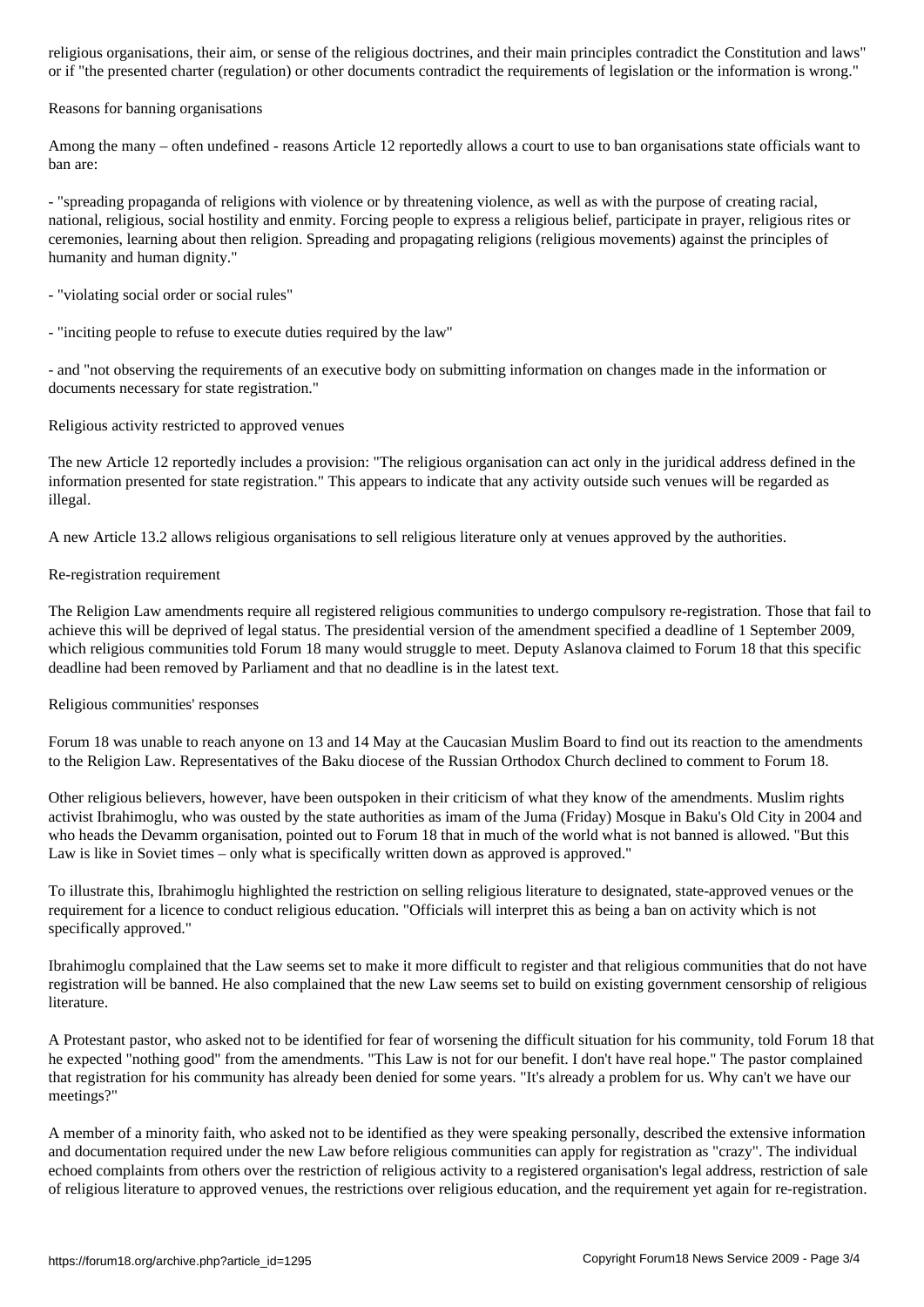religious organisations, their aim, or sense of the religious doctrines, and their main principles contradict the Constitution and laws" or if "the presented charter (regulation) or other documents contradict the requirements of legislation or the information is wrong."

## Reasons for banning organisations

Among the many – often undefined - reasons Article 12 reportedly allows a court to use to ban organisations state officials want to ban are:

- "spreading propaganda of religions with violence or by threatening violence, as well as with the purpose of creating racial, national, religious, social hostility and enmity. Forcing people to express a religious belief, participate in prayer, religious rites or ceremonies, learning about then religion. Spreading and propagating religions (religious movements) against the principles of humanity and human dignity."

- "violating social order or social rules"

- "inciting people to refuse to execute duties required by the law"

- and "not observing the requirements of an executive body on submitting information on changes made in the information or documents necessary for state registration."

## Religious activity restricted to approved venues

The new Article 12 reportedly includes a provision: "The religious organisation can act only in the juridical address defined in the information presented for state registration." This appears to indicate that any activity outside such venues will be regarded as illegal.

A new Article 13.2 allows religious organisations to sell religious literature only at venues approved by the authorities.

## Re-registration requirement

The Religion Law amendments require all registered religious communities to undergo compulsory re-registration. Those that fail to achieve this will be deprived of legal status. The presidential version of the amendment specified a deadline of 1 September 2009, which religious communities told Forum 18 many would struggle to meet. Deputy Aslanova claimed to Forum 18 that this specific deadline had been removed by Parliament and that no deadline is in the latest text.

## Religious communities' responses

Forum 18 was unable to reach anyone on 13 and 14 May at the Caucasian Muslim Board to find out its reaction to the amendments to the Religion Law. Representatives of the Baku diocese of the Russian Orthodox Church declined to comment to Forum 18.

Other religious believers, however, have been outspoken in their criticism of what they know of the amendments. Muslim rights activist Ibrahimoglu, who was ousted by the state authorities as imam of the Juma (Friday) Mosque in Baku's Old City in 2004 and who heads the Devamm organisation, pointed out to Forum 18 that in much of the world what is not banned is allowed. "But this Law is like in Soviet times – only what is specifically written down as approved is approved."

To illustrate this, Ibrahimoglu highlighted the restriction on selling religious literature to designated, state-approved venues or the requirement for a licence to conduct religious education. "Officials will interpret this as being a ban on activity which is not specifically approved."

Ibrahimoglu complained that the Law seems set to make it more difficult to register and that religious communities that do not have registration will be banned. He also complained that the new Law seems set to build on existing government censorship of religious literature.

A Protestant pastor, who asked not to be identified for fear of worsening the difficult situation for his community, told Forum 18 that he expected "nothing good" from the amendments. "This Law is not for our benefit. I don't have real hope." The pastor complained that registration for his community has already been denied for some years. "It's already a problem for us. Why can't we have our meetings?"

A member of a minority faith, who asked not to be identified as they were speaking personally, described the extensive information and documentation required under the new Law before religious communities can apply for registration as "crazy". The individual echoed complaints from others over the restriction of religious activity to a registered organisation's legal address, restriction of sale of religious literature to approved venues, the restrictions over religious education, and the requirement yet again for re-registration.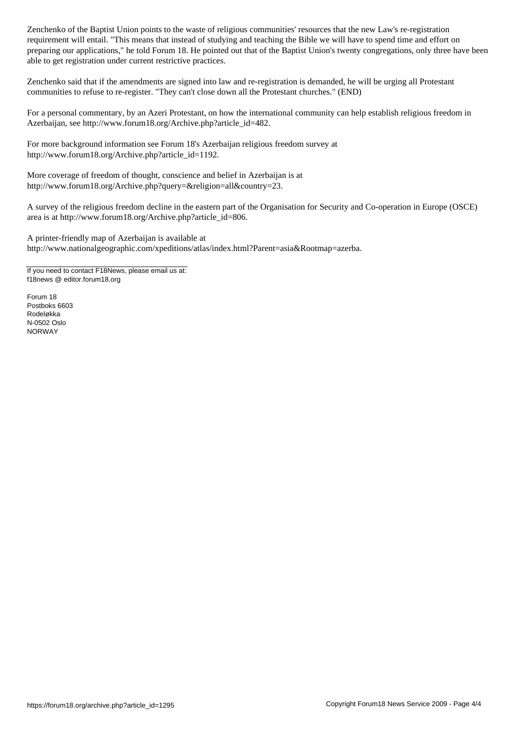Zenchenko of the Baptist Union points to the waste of religious communities' resources that the new Law's re-registration requirement will entail. "This means that instead of studying and teaching the Bible we will have to spend time and effort on preparing our applications," he told Forum 18. He pointed out that of the Baptist Union's twenty congregations, only three have been able to get registration under current restrictive practices.

Zenchenko said that if the amendments are signed into law and re-registration is demanded, he will be urging all Protestant communities to refuse to re-register. "They can't close down all the Protestant churches." (END)

For a personal commentary, by an Azeri Protestant, on how the international community can help establish religious freedom in Azerbaijan, see http://www.forum18.org/Archive.php?article_id=482.

For more background information see Forum 18's Azerbaijan religious freedom survey at http://www.forum18.org/Archive.php?article_id=1192.

More coverage of freedom of thought, conscience and belief in Azerbaijan is at http://www.forum18.org/Archive.php?query=&religion=all&country=23.

A survey of the religious freedom decline in the eastern part of the Organisation for Security and Co-operation in Europe (OSCE) area is at http://www.forum18.org/Archive.php?article_id=806.

A printer-friendly map of Azerbaijan is available at http://www.nationalgeographic.com/xpeditions/atlas/index.html?Parent=asia&Rootmap=azerba.

If you need to contact F18News, please email us at:
f18news @ editor.forum18.org

Forum 18
Postboks 6603
Rodeløkka
N-0502 Oslo
NORWAY